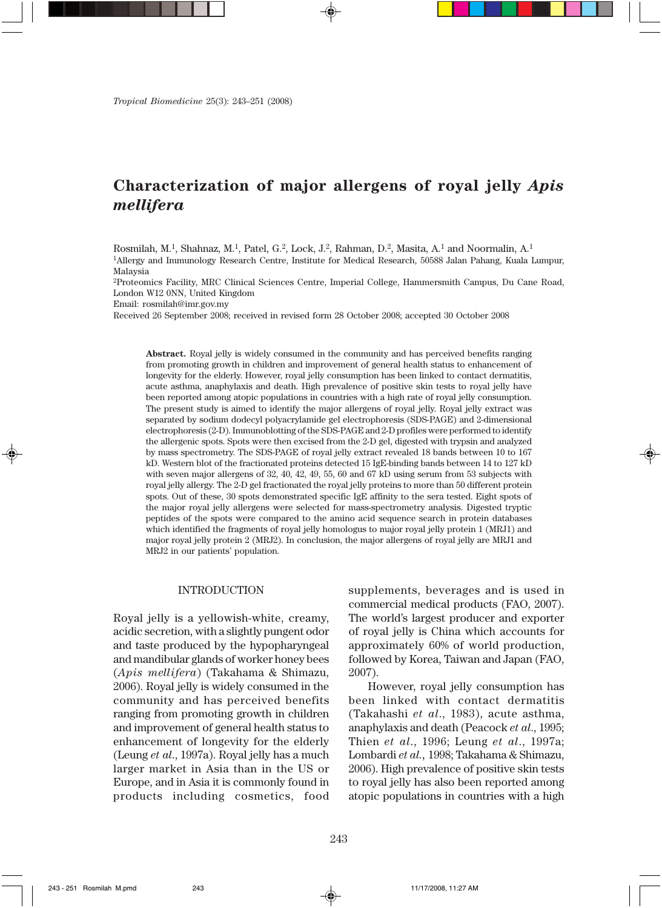# Characterization of major allergens of royal jelly *Apis mellifera*

Rosmilah, M.[1], Shahnaz, M.[1], Patel, G.[2], Lock, J.[2], Rahman, D.[2], Masita, A.[1] and Noormalin, A.[1]

[1]Allergy and Immunology Research Centre, Institute for Medical Research, 50588 Jalan Pahang, Kuala Lumpur, Malaysia

[2]Proteomics Facility, MRC Clinical Sciences Centre, Imperial College, Hammersmith Campus, Du Cane Road, London W12 0NN, United Kingdom

Email: rosmilah@imr.gov.my

Received 26 September 2008; received in revised form 28 October 2008; accepted 30 October 2008

**Abstract.** Royal jelly is widely consumed in the community and has perceived benefits ranging from promoting growth in children and improvement of general health status to enhancement of longevity for the elderly. However, royal jelly consumption has been linked to contact dermatitis, acute asthma, anaphylaxis and death. High prevalence of positive skin tests to royal jelly have been reported among atopic populations in countries with a high rate of royal jelly consumption. The present study is aimed to identify the major allergens of royal jelly. Royal jelly extract was separated by sodium dodecyl polyacrylamide gel electrophoresis (SDS-PAGE) and 2-dimensional electrophoresis (2-D). Immunoblotting of the SDS-PAGE and 2-D profiles were performed to identify the allergenic spots. Spots were then excised from the 2-D gel, digested with trypsin and analyzed by mass spectrometry. The SDS-PAGE of royal jelly extract revealed 18 bands between 10 to 167 kD. Western blot of the fractionated proteins detected 15 IgE-binding bands between 14 to 127 kD with seven major allergens of 32, 40, 42, 49, 55, 60 and 67 kD using serum from 53 subjects with royal jelly allergy. The 2-D gel fractionated the royal jelly proteins to more than 50 different protein spots. Out of these, 30 spots demonstrated specific IgE affinity to the sera tested. Eight spots of the major royal jelly allergens were selected for mass-spectrometry analysis. Digested tryptic peptides of the spots were compared to the amino acid sequence search in protein databases which identified the fragments of royal jelly homologus to major royal jelly protein 1 (MRJ1) and major royal jelly protein 2 (MRJ2). In conclusion, the major allergens of royal jelly are MRJ1 and MRJ2 in our patients' population.

## INTRODUCTION

Royal jelly is a yellowish-white, creamy, acidic secretion, with a slightly pungent odor and taste produced by the hypopharyngeal and mandibular glands of worker honey bees (*Apis mellifera*) (Takahama & Shimazu, 2006). Royal jelly is widely consumed in the community and has perceived benefits ranging from promoting growth in children and improvement of general health status to enhancement of longevity for the elderly (Leung *et al.*, 1997a). Royal jelly has a much larger market in Asia than in the US or Europe, and in Asia it is commonly found in products including cosmetics, food supplements, beverages and is used in commercial medical products (FAO, 2007). The world's largest producer and exporter of royal jelly is China which accounts for approximately 60% of world production, followed by Korea, Taiwan and Japan (FAO, 2007).

However, royal jelly consumption has been linked with contact dermatitis (Takahashi *et al.*, 1983), acute asthma, anaphylaxis and death (Peacock *et al.*, 1995; Thien *et al.*, 1996; Leung *et al.*, 1997a; Lombardi *et al.*, 1998; Takahama & Shimazu, 2006). High prevalence of positive skin tests to royal jelly has also been reported among atopic populations in countries with a high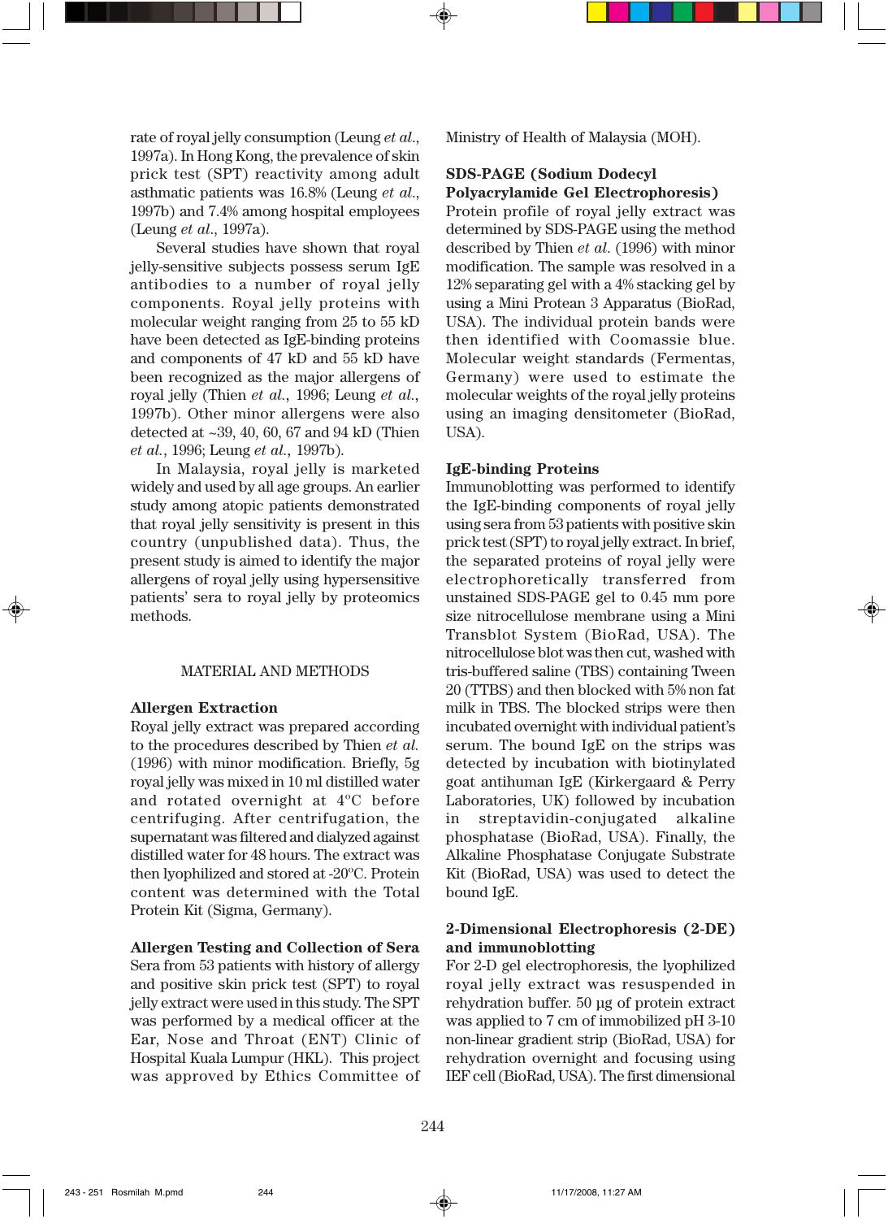rate of royal jelly consumption (Leung *et al.*, 1997a). In Hong Kong, the prevalence of skin prick test (SPT) reactivity among adult asthmatic patients was 16.8% (Leung *et al.*, 1997b) and 7.4% among hospital employees (Leung *et al.*, 1997a).

Several studies have shown that royal jelly-sensitive subjects possess serum IgE antibodies to a number of royal jelly components. Royal jelly proteins with molecular weight ranging from 25 to 55 kD have been detected as IgE-binding proteins and components of 47 kD and 55 kD have been recognized as the major allergens of royal jelly (Thien *et al.*, 1996; Leung *et al.*, 1997b). Other minor allergens were also detected at ~39, 40, 60, 67 and 94 kD (Thien *et al.*, 1996; Leung *et al.*, 1997b).

In Malaysia, royal jelly is marketed widely and used by all age groups. An earlier study among atopic patients demonstrated that royal jelly sensitivity is present in this country (unpublished data). Thus, the present study is aimed to identify the major allergens of royal jelly using hypersensitive patients' sera to royal jelly by proteomics methods.

## MATERIAL AND METHODS

### Allergen Extraction

Royal jelly extract was prepared according to the procedures described by Thien *et al.* (1996) with minor modification. Briefly, 5g royal jelly was mixed in 10 ml distilled water and rotated overnight at 4°C before centrifuging. After centrifugation, the supernatant was filtered and dialyzed against distilled water for 48 hours. The extract was then lyophilized and stored at -20°C. Protein content was determined with the Total Protein Kit (Sigma, Germany).

### Allergen Testing and Collection of Sera

Sera from 53 patients with history of allergy and positive skin prick test (SPT) to royal jelly extract were used in this study. The SPT was performed by a medical officer at the Ear, Nose and Throat (ENT) Clinic of Hospital Kuala Lumpur (HKL). This project was approved by Ethics Committee of Ministry of Health of Malaysia (MOH).

### SDS-PAGE (Sodium Dodecyl Polyacrylamide Gel Electrophoresis)

Protein profile of royal jelly extract was determined by SDS-PAGE using the method described by Thien *et al.* (1996) with minor modification. The sample was resolved in a 12% separating gel with a 4% stacking gel by using a Mini Protean 3 Apparatus (BioRad, USA). The individual protein bands were then identified with Coomassie blue. Molecular weight standards (Fermentas, Germany) were used to estimate the molecular weights of the royal jelly proteins using an imaging densitometer (BioRad, USA).

### IgE-binding Proteins

Immunoblotting was performed to identify the IgE-binding components of royal jelly using sera from 53 patients with positive skin prick test (SPT) to royal jelly extract. In brief, the separated proteins of royal jelly were electrophoretically transferred from unstained SDS-PAGE gel to 0.45 mm pore size nitrocellulose membrane using a Mini Transblot System (BioRad, USA). The nitrocellulose blot was then cut, washed with tris-buffered saline (TBS) containing Tween 20 (TTBS) and then blocked with 5% non fat milk in TBS. The blocked strips were then incubated overnight with individual patient's serum. The bound IgE on the strips was detected by incubation with biotinylated goat antihuman IgE (Kirkergaard & Perry Laboratories, UK) followed by incubation in streptavidin-conjugated alkaline phosphatase (BioRad, USA). Finally, the Alkaline Phosphatase Conjugate Substrate Kit (BioRad, USA) was used to detect the bound IgE.

### 2-Dimensional Electrophoresis (2-DE) and immunoblotting

For 2-D gel electrophoresis, the lyophilized royal jelly extract was resuspended in rehydration buffer. 50 µg of protein extract was applied to 7 cm of immobilized pH 3-10 non-linear gradient strip (BioRad, USA) for rehydration overnight and focusing using IEF cell (BioRad, USA). The first dimensional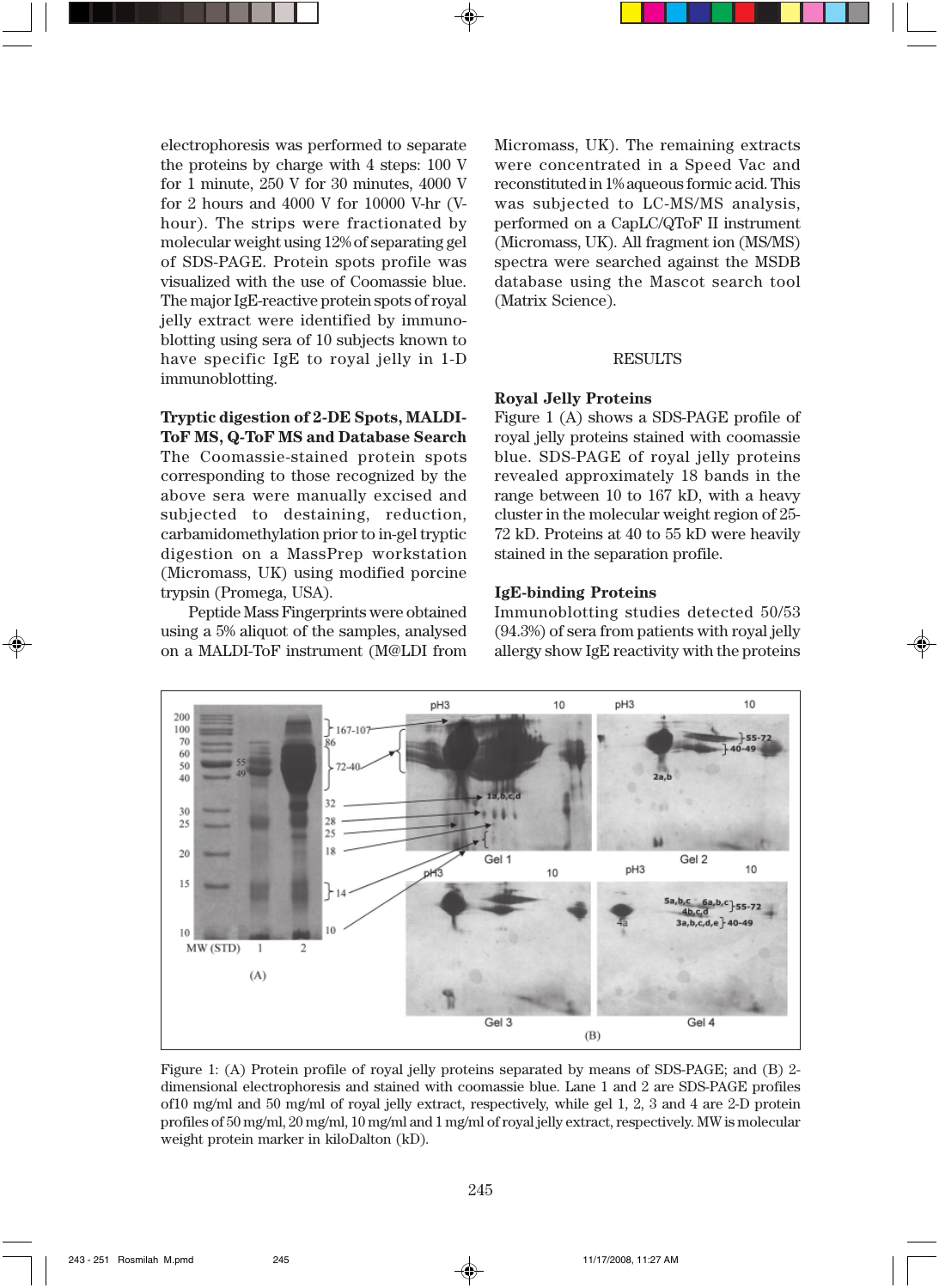electrophoresis was performed to separate the proteins by charge with 4 steps: 100 V for 1 minute, 250 V for 30 minutes, 4000 V for 2 hours and 4000 V for 10000 V-hr (V-hour). The strips were fractionated by molecular weight using 12% of separating gel of SDS-PAGE. Protein spots profile was visualized with the use of Coomassie blue. The major IgE-reactive protein spots of royal jelly extract were identified by immunoblotting using sera of 10 subjects known to have specific IgE to royal jelly in 1-D immunoblotting.

**Tryptic digestion of 2-DE Spots, MALDI-ToF MS, Q-ToF MS and Database Search**

The Coomassie-stained protein spots corresponding to those recognized by the above sera were manually excised and subjected to destaining, reduction, carbamidomethylation prior to in-gel tryptic digestion on a MassPrep workstation (Micromass, UK) using modified porcine trypsin (Promega, USA).

Peptide Mass Fingerprints were obtained using a 5% aliquot of the samples, analysed on a MALDI-ToF instrument (M@LDI from Micromass, UK). The remaining extracts were concentrated in a Speed Vac and reconstituted in 1% aqueous formic acid. This was subjected to LC-MS/MS analysis, performed on a CapLC/QToF II instrument (Micromass, UK). All fragment ion (MS/MS) spectra were searched against the MSDB database using the Mascot search tool (Matrix Science).

## RESULTS

**Royal Jelly Proteins**

Figure 1 (A) shows a SDS-PAGE profile of royal jelly proteins stained with coomassie blue. SDS-PAGE of royal jelly proteins revealed approximately 18 bands in the range between 10 to 167 kD, with a heavy cluster in the molecular weight region of 25-72 kD. Proteins at 40 to 55 kD were heavily stained in the separation profile.

**IgE-binding Proteins**

Immunoblotting studies detected 50/53 (94.3%) of sera from patients with royal jelly allergy show IgE reactivity with the proteins

Figure 1: (A) Protein profile of royal jelly proteins separated by means of SDS-PAGE; and (B) 2-dimensional electrophoresis and stained with coomassie blue. Lane 1 and 2 are SDS-PAGE profiles of10 mg/ml and 50 mg/ml of royal jelly extract, respectively, while gel 1, 2, 3 and 4 are 2-D protein profiles of 50 mg/ml, 20 mg/ml, 10 mg/ml and 1 mg/ml of royal jelly extract, respectively. MW is molecular weight protein marker in kiloDalton (kD).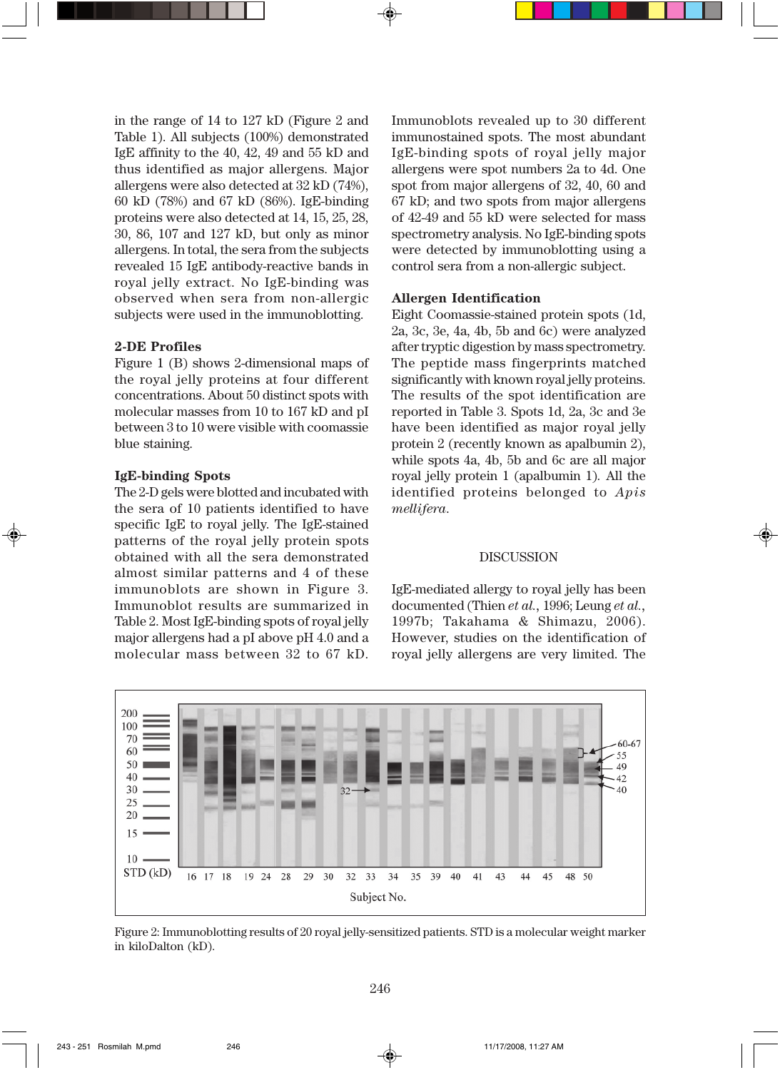in the range of 14 to 127 kD (Figure 2 and Table 1). All subjects (100%) demonstrated IgE affinity to the 40, 42, 49 and 55 kD and thus identified as major allergens. Major allergens were also detected at 32 kD (74%), 60 kD (78%) and 67 kD (86%). IgE-binding proteins were also detected at 14, 15, 25, 28, 30, 86, 107 and 127 kD, but only as minor allergens. In total, the sera from the subjects revealed 15 IgE antibody-reactive bands in royal jelly extract. No IgE-binding was observed when sera from non-allergic subjects were used in the immunoblotting.

### 2-DE Profiles

Figure 1 (B) shows 2-dimensional maps of the royal jelly proteins at four different concentrations. About 50 distinct spots with molecular masses from 10 to 167 kD and pI between 3 to 10 were visible with coomassie blue staining.

### IgE-binding Spots

The 2-D gels were blotted and incubated with the sera of 10 patients identified to have specific IgE to royal jelly. The IgE-stained patterns of the royal jelly protein spots obtained with all the sera demonstrated almost similar patterns and 4 of these immunoblots are shown in Figure 3. Immunoblot results are summarized in Table 2. Most IgE-binding spots of royal jelly major allergens had a pI above pH 4.0 and a molecular mass between 32 to 67 kD. Immunoblots revealed up to 30 different immunostained spots. The most abundant IgE-binding spots of royal jelly major allergens were spot numbers 2a to 4d. One spot from major allergens of 32, 40, 60 and 67 kD; and two spots from major allergens of 42-49 and 55 kD were selected for mass spectrometry analysis. No IgE-binding spots were detected by immunoblotting using a control sera from a non-allergic subject.

### Allergen Identification

Eight Coomassie-stained protein spots (1d, 2a, 3c, 3e, 4a, 4b, 5b and 6c) were analyzed after tryptic digestion by mass spectrometry. The peptide mass fingerprints matched significantly with known royal jelly proteins. The results of the spot identification are reported in Table 3. Spots 1d, 2a, 3c and 3e have been identified as major royal jelly protein 2 (recently known as apalbumin 2), while spots 4a, 4b, 5b and 6c are all major royal jelly protein 1 (apalbumin 1). All the identified proteins belonged to *Apis mellifera*.

## DISCUSSION

IgE-mediated allergy to royal jelly has been documented (Thien *et al.*, 1996; Leung *et al.*, 1997b; Takahama & Shimazu, 2006). However, studies on the identification of royal jelly allergens are very limited. The

Figure 2: Immunoblotting results of 20 royal jelly-sensitized patients. STD is a molecular weight marker in kiloDalton (kD).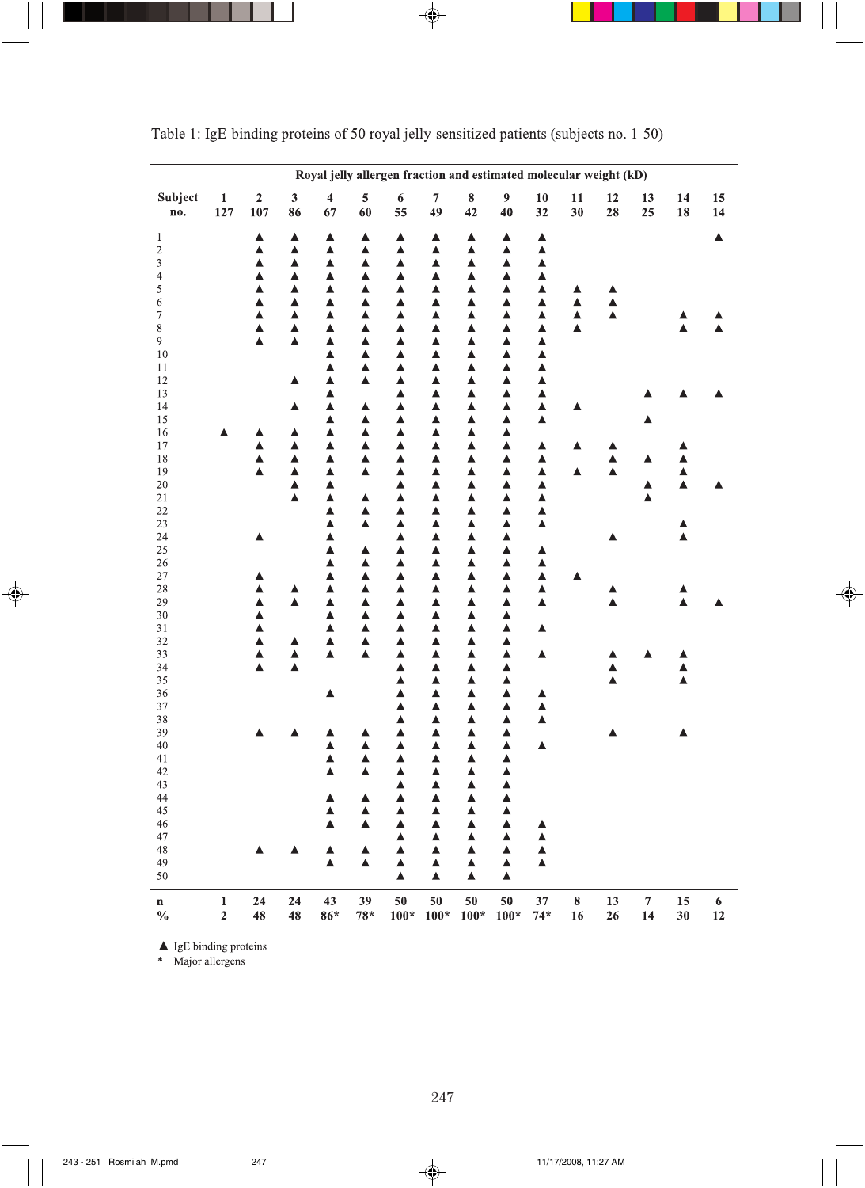Table 1: IgE-binding proteins of 50 royal jelly-sensitized patients (subjects no. 1-50)

| Subject no. | Royal jelly allergen fraction and estimated molecular weight (kD) | | | | | | | | | | | | | | |
|---|---|---|---|---|---|---|---|---|---|---|---|---|---|---|---|
| | 1<br>127 | 2<br>107 | 3<br>86 | 4<br>67 | 5<br>60 | 6<br>55 | 7<br>49 | 8<br>42 | 9<br>40 | 10<br>32 | 11<br>30 | 12<br>28 | 13<br>25 | 14<br>18 | 15<br>14 |
| 1 | | ▲ | ▲ | ▲ | ▲ | ▲ | ▲ | ▲ | ▲ | ▲ | | | | | ▲ |
| 2 | | ▲ | ▲ | ▲ | ▲ | ▲ | ▲ | ▲ | ▲ | ▲ | | | | | |
| 3 | | ▲ | ▲ | ▲ | ▲ | ▲ | ▲ | ▲ | ▲ | ▲ | | | | | |
| 4 | | ▲ | ▲ | ▲ | ▲ | ▲ | ▲ | ▲ | ▲ | ▲ | | | | | |
| 5 | | ▲ | ▲ | ▲ | ▲ | ▲ | ▲ | ▲ | ▲ | ▲ | ▲ | ▲ | | | |
| 6 | | ▲ | ▲ | ▲ | ▲ | ▲ | ▲ | ▲ | ▲ | ▲ | ▲ | ▲ | | | |
| 7 | | ▲ | ▲ | ▲ | ▲ | ▲ | ▲ | ▲ | ▲ | ▲ | ▲ | ▲ | | ▲ | ▲ |
| 8 | | ▲ | ▲ | ▲ | ▲ | ▲ | ▲ | ▲ | ▲ | ▲ | ▲ | | | ▲ | ▲ |
| 9 | | ▲ | ▲ | ▲ | ▲ | ▲ | ▲ | ▲ | ▲ | ▲ | | | | | |
| 10 | | | | ▲ | ▲ | ▲ | ▲ | ▲ | ▲ | ▲ | | | | | |
| 11 | | | | ▲ | ▲ | ▲ | ▲ | ▲ | ▲ | ▲ | | | | | |
| 12 | | | ▲ | ▲ | ▲ | ▲ | ▲ | ▲ | ▲ | ▲ | | | | | |
| 13 | | | | ▲ | | ▲ | ▲ | ▲ | ▲ | ▲ | | | ▲ | ▲ | ▲ |
| 14 | | | ▲ | ▲ | ▲ | ▲ | ▲ | ▲ | ▲ | ▲ | ▲ | | | | |
| 15 | | | | ▲ | ▲ | ▲ | ▲ | ▲ | ▲ | ▲ | | | ▲ | | |
| 16 | ▲ | ▲ | ▲ | ▲ | ▲ | ▲ | ▲ | ▲ | ▲ | | | | | | |
| 17 | | ▲ | ▲ | ▲ | ▲ | ▲ | ▲ | ▲ | ▲ | ▲ | ▲ | ▲ | | ▲ | |
| 18 | | ▲ | ▲ | ▲ | ▲ | ▲ | ▲ | ▲ | ▲ | ▲ | | ▲ | ▲ | ▲ | |
| 19 | | ▲ | ▲ | ▲ | ▲ | ▲ | ▲ | ▲ | ▲ | ▲ | ▲ | ▲ | | ▲ | |
| 20 | | | ▲ | ▲ | | ▲ | ▲ | ▲ | ▲ | ▲ | | | ▲ | ▲ | ▲ |
| 21 | | | ▲ | ▲ | ▲ | ▲ | ▲ | ▲ | ▲ | ▲ | | | ▲ | | |
| 22 | | | | ▲ | ▲ | ▲ | ▲ | ▲ | ▲ | ▲ | | | | | |
| 23 | | | | ▲ | ▲ | ▲ | ▲ | ▲ | ▲ | ▲ | | | | ▲ | |
| 24 | | ▲ | | ▲ | | ▲ | ▲ | ▲ | ▲ | | | ▲ | | ▲ | |
| 25 | | | | ▲ | ▲ | ▲ | ▲ | ▲ | ▲ | ▲ | | | | | |
| 26 | | | | ▲ | ▲ | ▲ | ▲ | ▲ | ▲ | ▲ | | | | | |
| 27 | | ▲ | | ▲ | ▲ | ▲ | ▲ | ▲ | ▲ | ▲ | ▲ | | | | |
| 28 | | ▲ | ▲ | ▲ | ▲ | ▲ | ▲ | ▲ | ▲ | ▲ | | ▲ | | ▲ | |
| 29 | | ▲ | ▲ | ▲ | ▲ | ▲ | ▲ | ▲ | ▲ | ▲ | | ▲ | | ▲ | ▲ |
| 30 | | ▲ | | ▲ | ▲ | ▲ | ▲ | ▲ | ▲ | | | | | | |
| 31 | | ▲ | | ▲ | ▲ | ▲ | ▲ | ▲ | ▲ | ▲ | | | | | |
| 32 | | ▲ | ▲ | ▲ | ▲ | ▲ | ▲ | ▲ | ▲ | | | | | | |
| 33 | | ▲ | ▲ | ▲ | ▲ | ▲ | ▲ | ▲ | ▲ | ▲ | | ▲ | ▲ | ▲ | |
| 34 | | ▲ | ▲ | | | ▲ | ▲ | ▲ | ▲ | | | ▲ | | ▲ | |
| 35 | | | | | | ▲ | ▲ | ▲ | ▲ | | | ▲ | | ▲ | |
| 36 | | | | ▲ | | ▲ | ▲ | ▲ | ▲ | ▲ | | | | | |
| 37 | | | | | | ▲ | ▲ | ▲ | ▲ | ▲ | | | | | |
| 38 | | | | | | ▲ | ▲ | ▲ | ▲ | ▲ | | | | | |
| 39 | | ▲ | ▲ | ▲ | ▲ | ▲ | ▲ | ▲ | ▲ | | | ▲ | | ▲ | |
| 40 | | | | ▲ | ▲ | ▲ | ▲ | ▲ | ▲ | ▲ | | | | | |
| 41 | | | | ▲ | ▲ | ▲ | ▲ | ▲ | ▲ | | | | | | |
| 42 | | | | ▲ | ▲ | ▲ | ▲ | ▲ | ▲ | | | | | | |
| 43 | | | | | | ▲ | ▲ | ▲ | ▲ | | | | | | |
| 44 | | | | ▲ | ▲ | ▲ | ▲ | ▲ | ▲ | | | | | | |
| 45 | | | | ▲ | ▲ | ▲ | ▲ | ▲ | ▲ | | | | | | |
| 46 | | | | ▲ | ▲ | ▲ | ▲ | ▲ | ▲ | ▲ | | | | | |
| 47 | | | | | | ▲ | ▲ | ▲ | ▲ | ▲ | | | | | |
| 48 | | ▲ | ▲ | ▲ | ▲ | ▲ | ▲ | ▲ | ▲ | ▲ | | | | | |
| 49 | | | | ▲ | ▲ | ▲ | ▲ | ▲ | ▲ | ▲ | | | | | |
| 50 | | | | | | ▲ | ▲ | ▲ | ▲ | | | | | | |
| n | 1 | 24 | 24 | 43 | 39 | 50 | 50 | 50 | 50 | 37 | 8 | 13 | 7 | 15 | 6 |
| % | 2 | 48 | 48 | 86* | 78* | 100* | 100* | 100* | 100* | 74* | 16 | 26 | 14 | 30 | 12 |

▲ IgE binding proteins
\* Major allergens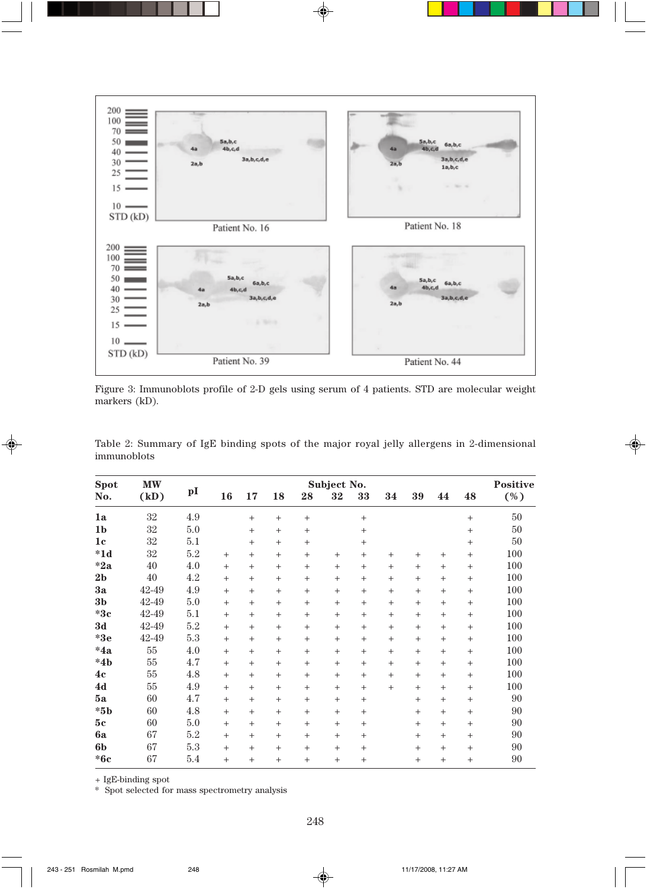Figure 3: Immunoblots profile of 2-D gels using serum of 4 patients. STD are molecular weight markers (kD).

Table 2: Summary of IgE binding spots of the major royal jelly allergens in 2-dimensional immunoblots

| Spot No. | MW (kD) | pI | Subject No. 16 | 17 | 18 | 28 | 32 | 33 | 34 | 39 | 44 | 48 | Positive (%) |
|---|---|---|---|---|---|---|---|---|---|---|---|---|---|
| 1a | 32 | 4.9 | | + | + | + | | + | | | | + | 50 |
| 1b | 32 | 5.0 | | + | + | + | | + | | | | + | 50 |
| 1c | 32 | 5.1 | | + | + | + | | + | | | | + | 50 |
| *1d | 32 | 5.2 | + | + | + | + | + | + | + | + | + | + | 100 |
| *2a | 40 | 4.0 | + | + | + | + | + | + | + | + | + | + | 100 |
| 2b | 40 | 4.2 | + | + | + | + | + | + | + | + | + | + | 100 |
| 3a | 42-49 | 4.9 | + | + | + | + | + | + | + | + | + | + | 100 |
| 3b | 42-49 | 5.0 | + | + | + | + | + | + | + | + | + | + | 100 |
| *3c | 42-49 | 5.1 | + | + | + | + | + | + | + | + | + | + | 100 |
| 3d | 42-49 | 5.2 | + | + | + | + | + | + | + | + | + | + | 100 |
| *3e | 42-49 | 5.3 | + | + | + | + | + | + | + | + | + | + | 100 |
| *4a | 55 | 4.0 | + | + | + | + | + | + | + | + | + | + | 100 |
| *4b | 55 | 4.7 | + | + | + | + | + | + | + | + | + | + | 100 |
| 4c | 55 | 4.8 | + | + | + | + | + | + | + | + | + | + | 100 |
| 4d | 55 | 4.9 | + | + | + | + | + | + | + | + | + | + | 100 |
| 5a | 60 | 4.7 | + | + | + | + | + | + | | + | + | + | 90 |
| *5b | 60 | 4.8 | + | + | + | + | + | + | | + | + | + | 90 |
| 5c | 60 | 5.0 | + | + | + | + | + | + | | + | + | + | 90 |
| 6a | 67 | 5.2 | + | + | + | + | + | + | | + | + | + | 90 |
| 6b | 67 | 5.3 | + | + | + | + | + | + | | + | + | + | 90 |
| *6c | 67 | 5.4 | + | + | + | + | + | + | | + | + | + | 90 |

+ IgE-binding spot
* Spot selected for mass spectrometry analysis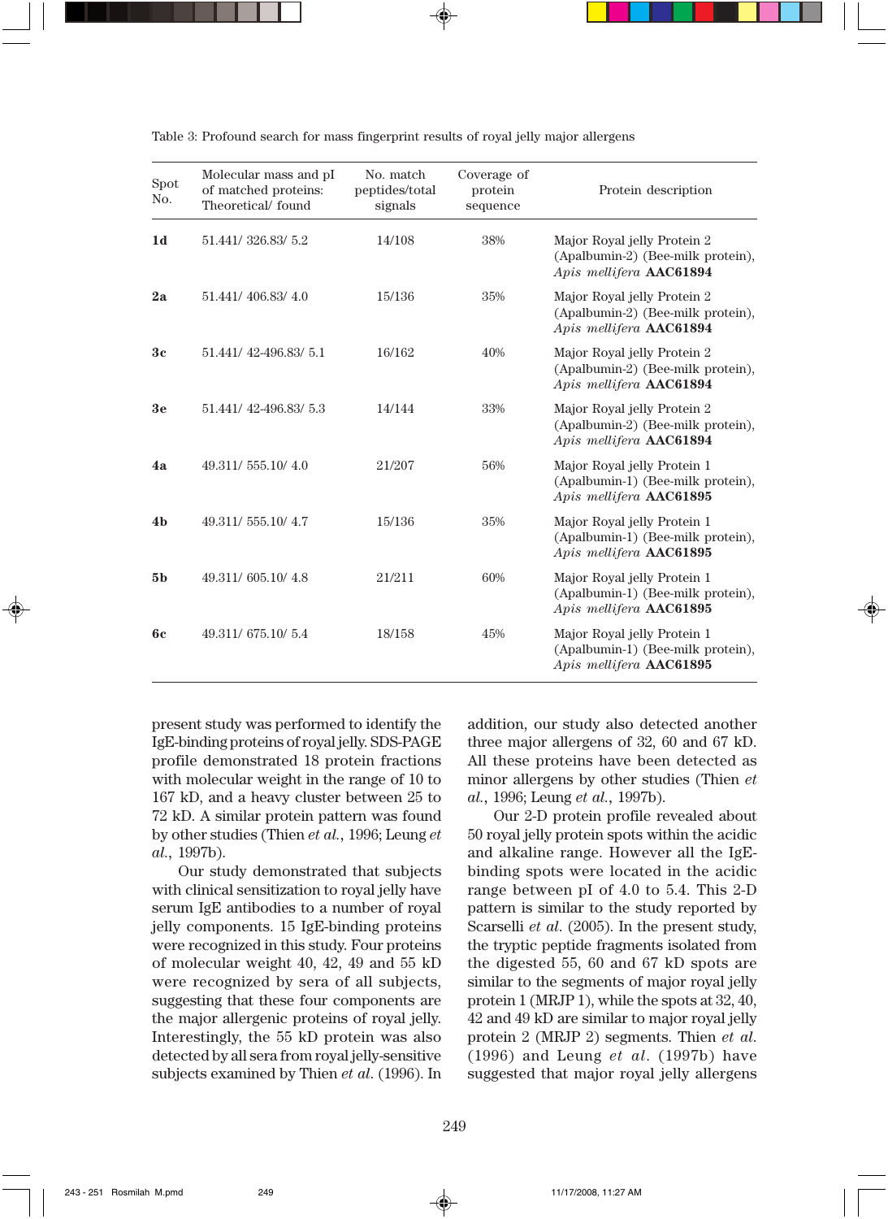Table 3: Profound search for mass fingerprint results of royal jelly major allergens

| Spot No. | Molecular mass and pI of matched proteins: Theoretical/ found | No. match peptides/total signals | Coverage of protein sequence | Protein description |
|---|---|---|---|---|
| **1d** | 51.441/ 326.83/ 5.2 | 14/108 | 38% | Major Royal jelly Protein 2 (Apalbumin-2) (Bee-milk protein), *Apis mellifera* **AAC61894** |
| **2a** | 51.441/ 406.83/ 4.0 | 15/136 | 35% | Major Royal jelly Protein 2 (Apalbumin-2) (Bee-milk protein), *Apis mellifera* **AAC61894** |
| **3c** | 51.441/ 42-496.83/ 5.1 | 16/162 | 40% | Major Royal jelly Protein 2 (Apalbumin-2) (Bee-milk protein), *Apis mellifera* **AAC61894** |
| **3e** | 51.441/ 42-496.83/ 5.3 | 14/144 | 33% | Major Royal jelly Protein 2 (Apalbumin-2) (Bee-milk protein), *Apis mellifera* **AAC61894** |
| **4a** | 49.311/ 555.10/ 4.0 | 21/207 | 56% | Major Royal jelly Protein 1 (Apalbumin-1) (Bee-milk protein), *Apis mellifera* **AAC61895** |
| **4b** | 49.311/ 555.10/ 4.7 | 15/136 | 35% | Major Royal jelly Protein 1 (Apalbumin-1) (Bee-milk protein), *Apis mellifera* **AAC61895** |
| **5b** | 49.311/ 605.10/ 4.8 | 21/211 | 60% | Major Royal jelly Protein 1 (Apalbumin-1) (Bee-milk protein), *Apis mellifera* **AAC61895** |
| **6c** | 49.311/ 675.10/ 5.4 | 18/158 | 45% | Major Royal jelly Protein 1 (Apalbumin-1) (Bee-milk protein), *Apis mellifera* **AAC61895** |

present study was performed to identify the IgE-binding proteins of royal jelly. SDS-PAGE profile demonstrated 18 protein fractions with molecular weight in the range of 10 to 167 kD, and a heavy cluster between 25 to 72 kD. A similar protein pattern was found by other studies (Thien *et al.*, 1996; Leung *et al.*, 1997b).

Our study demonstrated that subjects with clinical sensitization to royal jelly have serum IgE antibodies to a number of royal jelly components. 15 IgE-binding proteins were recognized in this study. Four proteins of molecular weight 40, 42, 49 and 55 kD were recognized by sera of all subjects, suggesting that these four components are the major allergenic proteins of royal jelly. Interestingly, the 55 kD protein was also detected by all sera from royal jelly-sensitive subjects examined by Thien *et al.* (1996). In addition, our study also detected another three major allergens of 32, 60 and 67 kD. All these proteins have been detected as minor allergens by other studies (Thien *et al.*, 1996; Leung *et al.*, 1997b).

Our 2-D protein profile revealed about 50 royal jelly protein spots within the acidic and alkaline range. However all the IgE-binding spots were located in the acidic range between pI of 4.0 to 5.4. This 2-D pattern is similar to the study reported by Scarselli *et al.* (2005). In the present study, the tryptic peptide fragments isolated from the digested 55, 60 and 67 kD spots are similar to the segments of major royal jelly protein 1 (MRJP 1), while the spots at 32, 40, 42 and 49 kD are similar to major royal jelly protein 2 (MRJP 2) segments. Thien *et al.* (1996) and Leung *et al.* (1997b) have suggested that major royal jelly allergens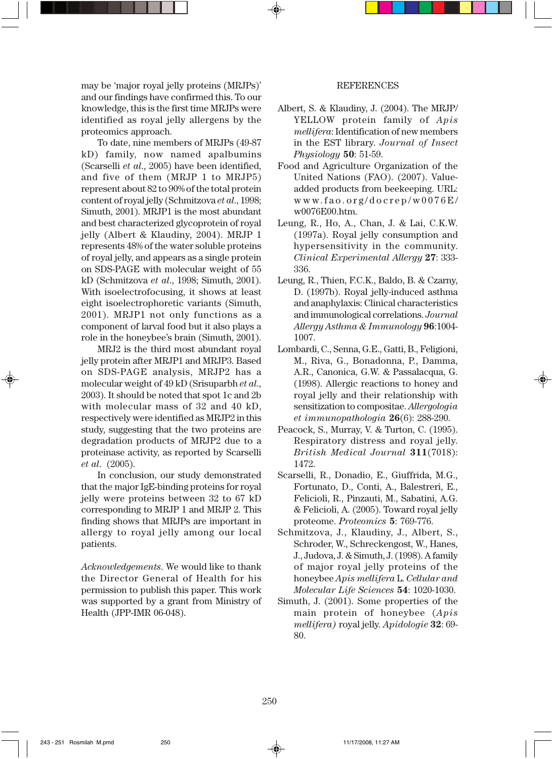may be 'major royal jelly proteins (MRJPs)' and our findings have confirmed this. To our knowledge, this is the first time MRJPs were identified as royal jelly allergens by the proteomics approach.

To date, nine members of MRJPs (49-87 kD) family, now named apalbumins (Scarselli *et al.*, 2005) have been identified, and five of them (MRJP 1 to MRJP5) represent about 82 to 90% of the total protein content of royal jelly (Schmitzova *et al.*, 1998; Simuth, 2001). MRJP1 is the most abundant and best characterized glycoprotein of royal jelly (Albert & Klaudiny, 2004). MRJP 1 represents 48% of the water soluble proteins of royal jelly, and appears as a single protein on SDS-PAGE with molecular weight of 55 kD (Schmitzova *et al.*, 1998; Simuth, 2001). With isoelectrofocusing, it shows at least eight isoelectrophoretic variants (Simuth, 2001). MRJP1 not only functions as a component of larval food but it also plays a role in the honeybee's brain (Simuth, 2001).

MRJ2 is the third most abundant royal jelly protein after MRJP1 and MRJP3. Based on SDS-PAGE analysis, MRJP2 has a molecular weight of 49 kD (Srisuparbh *et al.*, 2003). It should be noted that spot 1c and 2b with molecular mass of 32 and 40 kD, respectively were identified as MRJP2 in this study, suggesting that the two proteins are degradation products of MRJP2 due to a proteinase activity, as reported by Scarselli *et al.* (2005).

In conclusion, our study demonstrated that the major IgE-binding proteins for royal jelly were proteins between 32 to 67 kD corresponding to MRJP 1 and MRJP 2. This finding shows that MRJPs are important in allergy to royal jelly among our local patients.

*Acknowledgements.* We would like to thank the Director General of Health for his permission to publish this paper. This work was supported by a grant from Ministry of Health (JPP-IMR 06-048).

## REFERENCES

Albert, S. & Klaudiny, J. (2004). The MRJP/YELLOW protein family of *Apis mellifera*: Identification of new members in the EST library. *Journal of Insect Physiology* **50**: 51-59.

Food and Agriculture Organization of the United Nations (FAO). (2007). Value-added products from beekeeping. URL: www.fao.org/docrep/w0076E/w0076E00.htm.

Leung, R., Ho, A., Chan, J. & Lai, C.K.W. (1997a). Royal jelly consumption and hypersensitivity in the community. *Clinical Experimental Allergy* **27**: 333-336.

Leung, R., Thien, F.C.K., Baldo, B. & Czarny, D. (1997b). Royal jelly-induced asthma and anaphylaxis: Clinical characteristics and immunological correlations. *Journal Allergy Asthma & Immunology* **96**:1004-1007.

Lombardi, C., Senna, G.E., Gatti, B., Feligioni, M., Riva, G., Bonadonna, P., Damma, A.R., Canonica, G.W. & Passalacqua, G. (1998). Allergic reactions to honey and royal jelly and their relationship with sensitization to compositae. *Allergologia et immunopathologia* **26**(6): 288-290.

Peacock, S., Murray, V. & Turton, C. (1995). Respiratory distress and royal jelly. *British Medical Journal* **311**(7018): 1472.

Scarselli, R., Donadio, E., Giuffrida, M.G., Fortunato, D., Conti, A., Balestreri, E., Felicioli, R., Pinzauti, M., Sabatini, A.G. & Felicioli, A. (2005). Toward royal jelly proteome. *Proteomics* **5**: 769-776.

Schmitzova, J., Klaudiny, J., Albert, S., Schroder, W., Schreckengost, W., Hanes, J., Judova, J. & Simuth, J. (1998). A family of major royal jelly proteins of the honeybee *Apis mellifera* L. *Cellular and Molecular Life Sciences* **54**: 1020-1030.

Simuth, J. (2001). Some properties of the main protein of honeybee (*Apis mellifera)* royal jelly. *Apidologie* **32**: 69-80.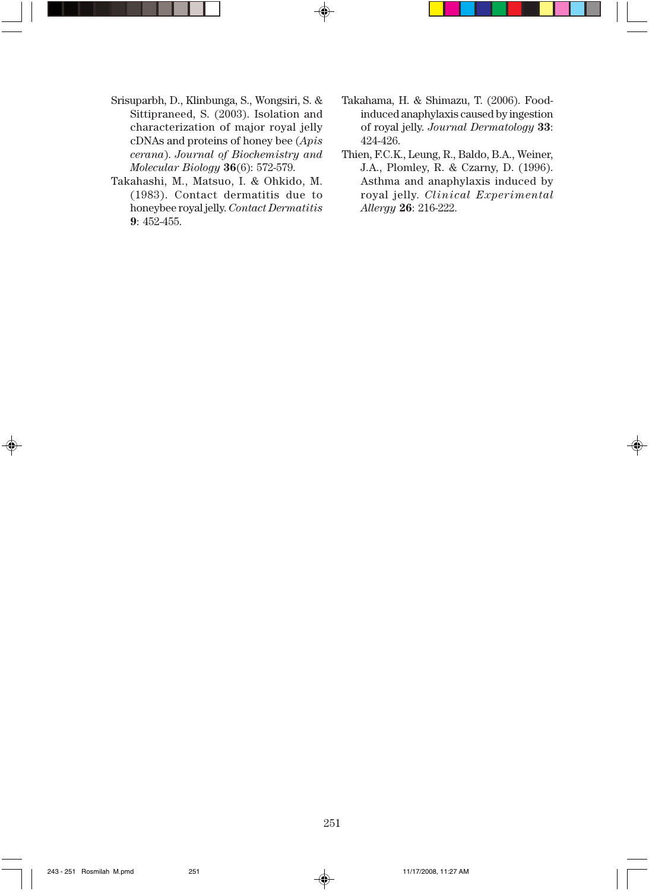Srisuparbh, D., Klinbunga, S., Wongsiri, S. & Sittipraneed, S. (2003). Isolation and characterization of major royal jelly cDNAs and proteins of honey bee (*Apis cerana*). *Journal of Biochemistry and Molecular Biology* **36**(6): 572-579.

Takahashi, M., Matsuo, I. & Ohkido, M. (1983). Contact dermatitis due to honeybee royal jelly. *Contact Dermatitis* **9**: 452-455.

Takahama, H. & Shimazu, T. (2006). Food-induced anaphylaxis caused by ingestion of royal jelly. *Journal Dermatology* **33**: 424-426.

Thien, F.C.K., Leung, R., Baldo, B.A., Weiner, J.A., Plomley, R. & Czarny, D. (1996). Asthma and anaphylaxis induced by royal jelly. *Clinical Experimental Allergy* **26**: 216-222.